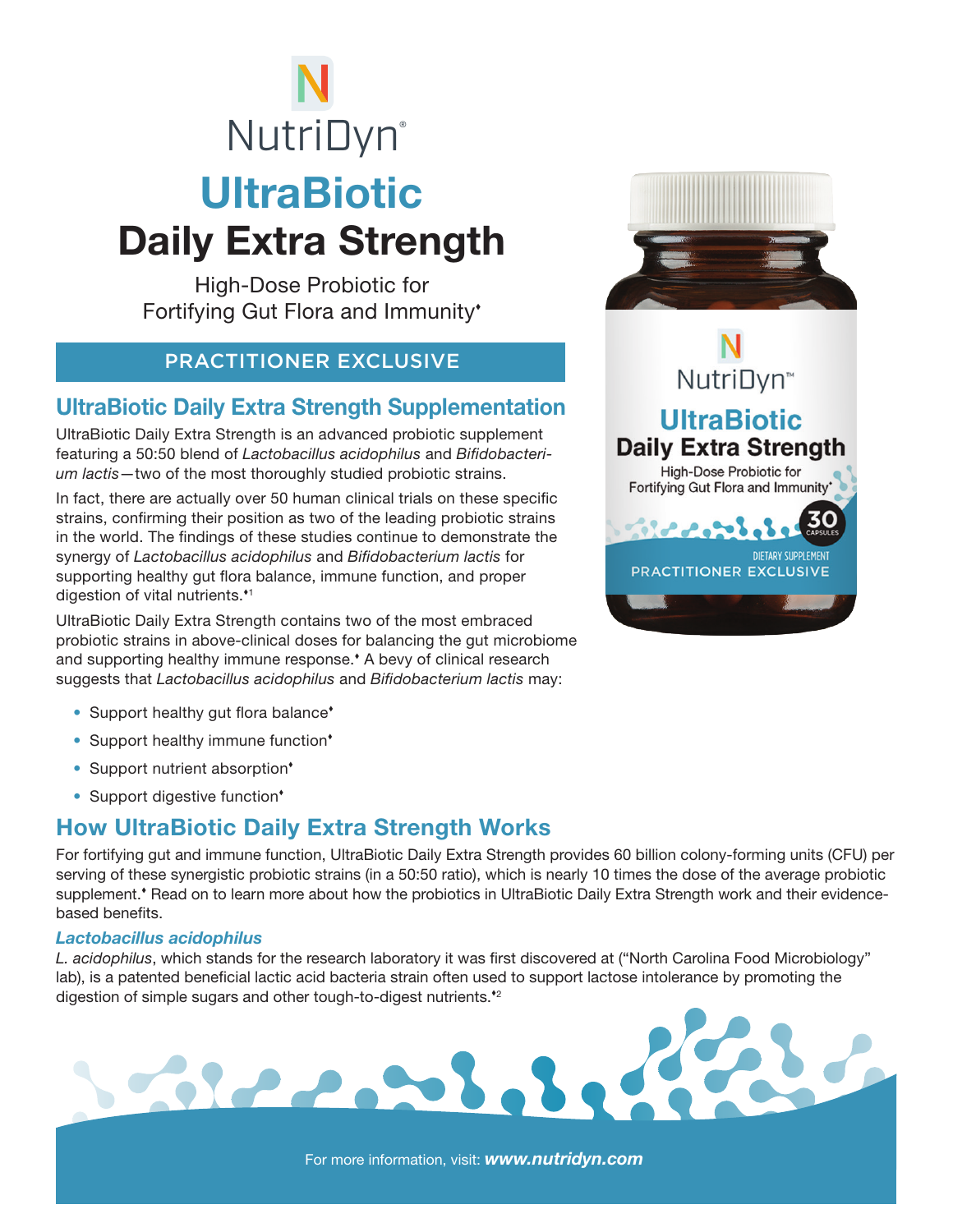# NutriDyn®

# UltraBiotic Daily Extra Strength

High-Dose Probiotic for Fortifying Gut Flora and Immunity♦

**PRACTITIONER EXCLUSIVE**

## UltraBiotic Daily Extra Strength Supplementation

UltraBiotic Daily Extra Strength is an advanced probiotic supplement featuring a 50:50 blend of *Lactobacillus acidophilus* and *Bifidobacterium lactis*—two of the most thoroughly studied probiotic strains.

In fact, there are actually over 50 human clinical trials on these specific strains, confirming their position as two of the leading probiotic strains in the world. The findings of these studies continue to demonstrate the synergy of *Lactobacillus acidophilus* and *Bifidobacterium lactis* for supporting healthy gut flora balance, immune function, and proper digestion of vital nutrients.♦[1]

UltraBiotic Daily Extra Strength contains two of the most embraced probiotic strains in above-clinical doses for balancing the gut microbiome and supporting healthy immune response.♦ A bevy of clinical research suggests that *Lactobacillus acidophilus* and *Bifidobacterium lactis* may:

- Support healthy gut flora balance♦
- Support healthy immune function♦
- Support nutrient absorption♦
- Support digestive function♦

## How UltraBiotic Daily Extra Strength Works

For fortifying gut and immune function, UltraBiotic Daily Extra Strength provides 60 billion colony-forming units (CFU) per serving of these synergistic probiotic strains (in a 50:50 ratio), which is nearly 10 times the dose of the average probiotic supplement.♦ Read on to learn more about how the probiotics in UltraBiotic Daily Extra Strength work and their evidence-based benefits.

### *Lactobacillus acidophilus*

*L. acidophilus*, which stands for the research laboratory it was first discovered at ("North Carolina Food Microbiology" lab), is a patented beneficial lactic acid bacteria strain often used to support lactose intolerance by promoting the digestion of simple sugars and other tough-to-digest nutrients.♦[2]

For more information, visit: ***www.nutridyn.com***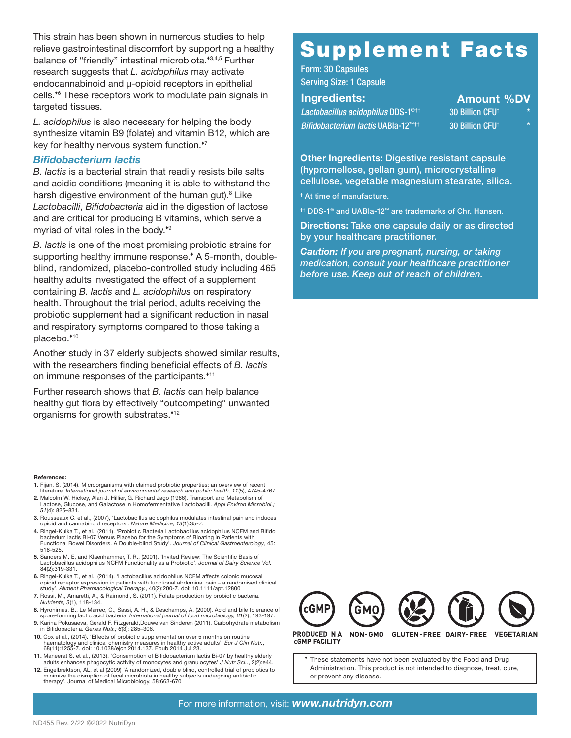This strain has been shown in numerous studies to help relieve gastrointestinal discomfort by supporting a healthy balance of "friendly" intestinal microbiota.♦[3,4,5] Further research suggests that *L. acidophilus* may activate endocannabinoid and μ-opioid receptors in epithelial cells.♦[6] These receptors work to modulate pain signals in targeted tissues.

*L. acidophilus* is also necessary for helping the body synthesize vitamin B9 (folate) and vitamin B12, which are key for healthy nervous system function.♦[7]

### *Bifidobacterium lactis*

*B. lactis* is a bacterial strain that readily resists bile salts and acidic conditions (meaning it is able to withstand the harsh digestive environment of the human gut).[8] Like *Lactobacilli*, *Bifidobacteria* aid in the digestion of lactose and are critical for producing B vitamins, which serve a myriad of vital roles in the body.♦[9]

*B. lactis* is one of the most promising probiotic strains for supporting healthy immune response.♦ A 5-month, double-blind, randomized, placebo-controlled study including 465 healthy adults investigated the effect of a supplement containing *B. lactis* and *L. acidophilus* on respiratory health. Throughout the trial period, adults receiving the probiotic supplement had a significant reduction in nasal and respiratory symptoms compared to those taking a placebo.♦[10]

Another study in 37 elderly subjects showed similar results, with the researchers finding beneficial effects of *B. lactis* on immune responses of the participants.♦[11]

Further research shows that *B. lactis* can help balance healthy gut flora by effectively "outcompeting" unwanted organisms for growth substrates.♦[12]

## Supplement Facts

Form: 30 Capsules
Serving Size: 1 Capsule

| Ingredients: | Amount | %DV |
|---|---|---|
| *Lactobacillus acidophilus* DDS-1®†† | 30 Billion CFU† | * |
| *Bifidobacterium lactis* UABla-12™†† | 30 Billion CFU† | * |

**Other Ingredients:** Digestive resistant capsule (hypromellose, gellan gum), microcrystalline cellulose, vegetable magnesium stearate, silica.

† At time of manufacture.

†† DDS-1® and UABla-12™ are trademarks of Chr. Hansen.

**Directions:** Take one capsule daily or as directed by your healthcare practitioner.

***Caution:*** *If you are pregnant, nursing, or taking medication, consult your healthcare practitioner before use. Keep out of reach of children.*

**References:**

1. Fijan, S. (2014). Microorganisms with claimed probiotic properties: an overview of recent literature. *International journal of environmental research and public health, 11*(5), 4745-4767.
2. Malcolm W. Hickey, Alan J. Hillier, G. Richard Jago (1986). Transport and Metabolism of Lactose, Glucose, and Galactose in Homofermentative Lactobacilli. *Appl Environ Microbiol.; 51*(4): 825–831.
3. Rousseaux C. et al., (2007), 'Lactobacillus acidophilus modulates intestinal pain and induces opioid and cannabinoid receptors'. *Nature Medicine, 13*(1):35-7.
4. Ringel-Kulka T., et al., (2011). 'Probiotic Bacteria Lactobacillus acidophilus NCFM and Bifido bacterium lactis Bi-07 Versus Placebo for the Symptoms of Bloating in Patients with Functional Bowel Disorders. A Double-blind Study'. *Journal of Clinical Gastroenterology*, 45: 518-525.
5. Sanders M. E, and Klaenhammer, T. R., (2001). 'Invited Review: The Scientific Basis of Lactobacillus acidophilus NCFM Functionality as a Probiotic'. *Journal of Dairy Science Vol.* 84(2):319-331.
6. Ringel-Kulka T., et al., (2014). 'Lactobacillus acidophilus NCFM affects colonic mucosal opioid receptor expression in patients with functional abdominal pain – a randomised clinical study'. *Aliment Pharmacological Therapy.*, 40(2):200-7. doi: 10.1111/apt.12800
7. Rossi, M., Amaretti, A., & Raimondi, S. (2011). Folate production by probiotic bacteria. *Nutrients, 3*(1), 118-134.
8. Hyronimus, B., Le Marrec, C., Sassi, A. H., & Deschamps, A. (2000). Acid and bile tolerance of spore-forming lactic acid bacteria. *International journal of food microbiology, 61*(2), 193-197.
9. Karina Pokusaeva, Gerald F. Fitzgerald,Douwe van Sinderen (2011). Carbohydrate metabolism in Bifidobacteria. *Genes Nutr.; 6*(3): 285–306.
10. Cox et al., (2014). 'Effects of probiotic supplementation over 5 months on routine haematology and clinical chemistry measures in healthy active adults', *Eur J Clin Nutr.*, 68(11):1255-7. doi: 10.1038/ejcn.2014.137. Epub 2014 Jul 23.
11. Maneerat S. et al., (2013). 'Consumption of Bifidobacterium lactis Bi-07 by healthy elderly adults enhances phagocytic activity of monocytes and granulocytes' *J Nutr Sci.*., 2(2):e44.
12. Engelbrektson, AL, et al (2009) 'A randomized, double blind, controlled trial of probiotics to minimize the disruption of fecal microbiota in healthy subjects undergoing antibiotic therapy'. Journal of Medical Microbiology, 58:663-670

PRODUCED IN A cGMP FACILITY | NON-GMO | GLUTEN-FREE | DAIRY-FREE | VEGETARIAN

♦ These statements have not been evaluated by the Food and Drug Administration. This product is not intended to diagnose, treat, cure, or prevent any disease.

For more information, visit: ***www.nutridyn.com***

ND455 Rev. 2/22 ©2022 NutriDyn